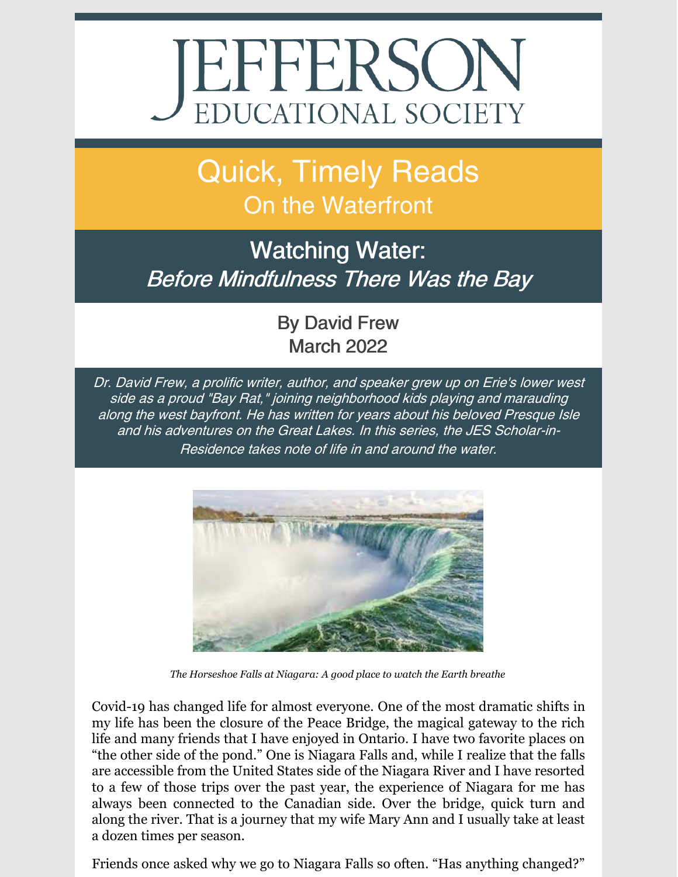# JEFFERSON EDUCATIONAL SOCIETY

## Quick, Timely Reads

### On the Waterfront

## Watching Water:

### *Before Mindfulness There Was the Bay*

By David Frew
March 2022

*Dr. David Frew, a prolific writer, author, and speaker grew up on Erie's lower west side as a proud "Bay Rat," joining neighborhood kids playing and marauding along the west bayfront. He has written for years about his beloved Presque Isle and his adventures on the Great Lakes. In this series, the JES Scholar-in-Residence takes note of life in and around the water.*

*The Horseshoe Falls at Niagara: A good place to watch the Earth breathe*

Covid-19 has changed life for almost everyone. One of the most dramatic shifts in my life has been the closure of the Peace Bridge, the magical gateway to the rich life and many friends that I have enjoyed in Ontario. I have two favorite places on "the other side of the pond." One is Niagara Falls and, while I realize that the falls are accessible from the United States side of the Niagara River and I have resorted to a few of those trips over the past year, the experience of Niagara for me has always been connected to the Canadian side. Over the bridge, quick turn and along the river. That is a journey that my wife Mary Ann and I usually take at least a dozen times per season.

Friends once asked why we go to Niagara Falls so often. "Has anything changed?"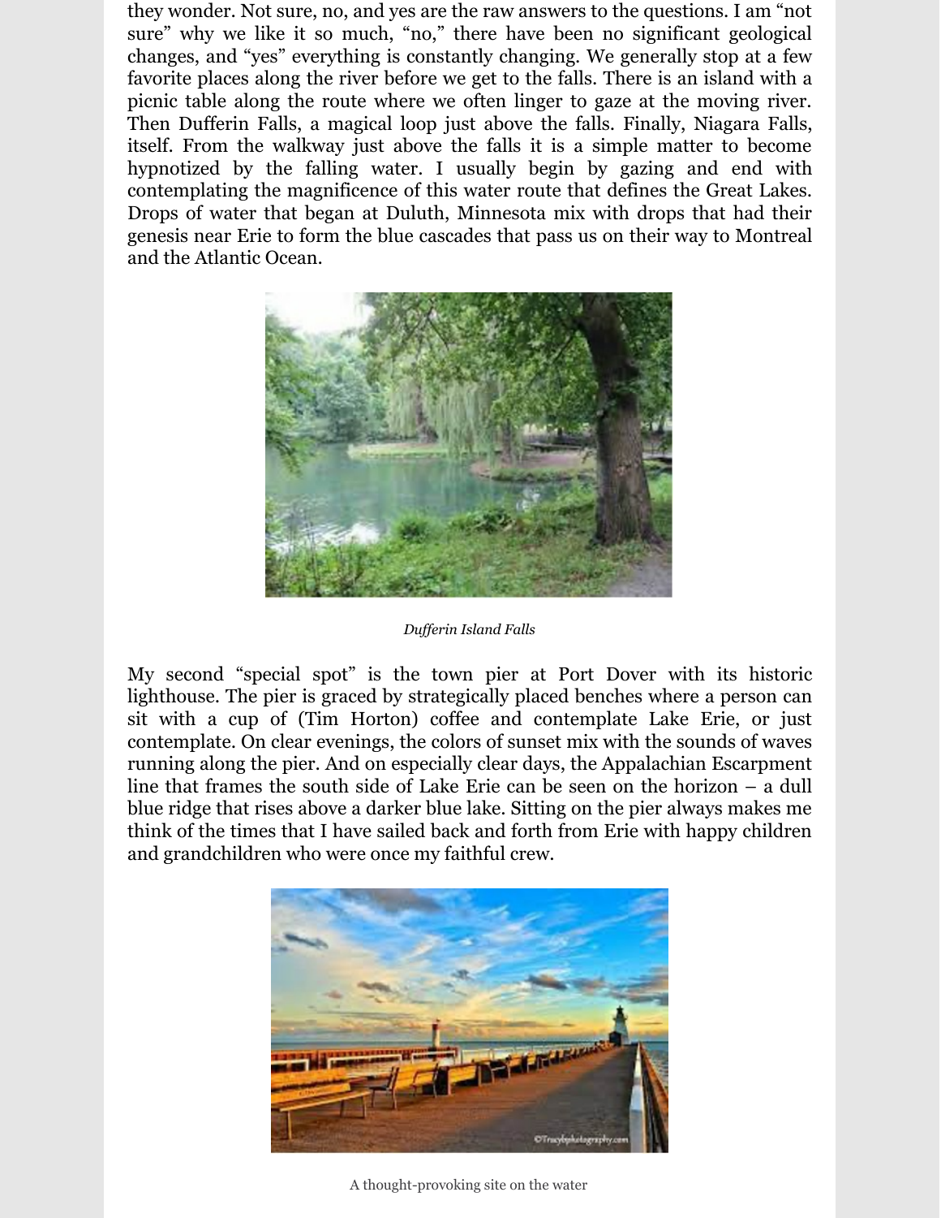they wonder. Not sure, no, and yes are the raw answers to the questions. I am "not sure" why we like it so much, "no," there have been no significant geological changes, and "yes" everything is constantly changing. We generally stop at a few favorite places along the river before we get to the falls. There is an island with a picnic table along the route where we often linger to gaze at the moving river. Then Dufferin Falls, a magical loop just above the falls. Finally, Niagara Falls, itself. From the walkway just above the falls it is a simple matter to become hypnotized by the falling water. I usually begin by gazing and end with contemplating the magnificence of this water route that defines the Great Lakes. Drops of water that began at Duluth, Minnesota mix with drops that had their genesis near Erie to form the blue cascades that pass us on their way to Montreal and the Atlantic Ocean.

*Dufferin Island Falls*

My second "special spot" is the town pier at Port Dover with its historic lighthouse. The pier is graced by strategically placed benches where a person can sit with a cup of (Tim Horton) coffee and contemplate Lake Erie, or just contemplate. On clear evenings, the colors of sunset mix with the sounds of waves running along the pier. And on especially clear days, the Appalachian Escarpment line that frames the south side of Lake Erie can be seen on the horizon – a dull blue ridge that rises above a darker blue lake. Sitting on the pier always makes me think of the times that I have sailed back and forth from Erie with happy children and grandchildren who were once my faithful crew.

A thought-provoking site on the water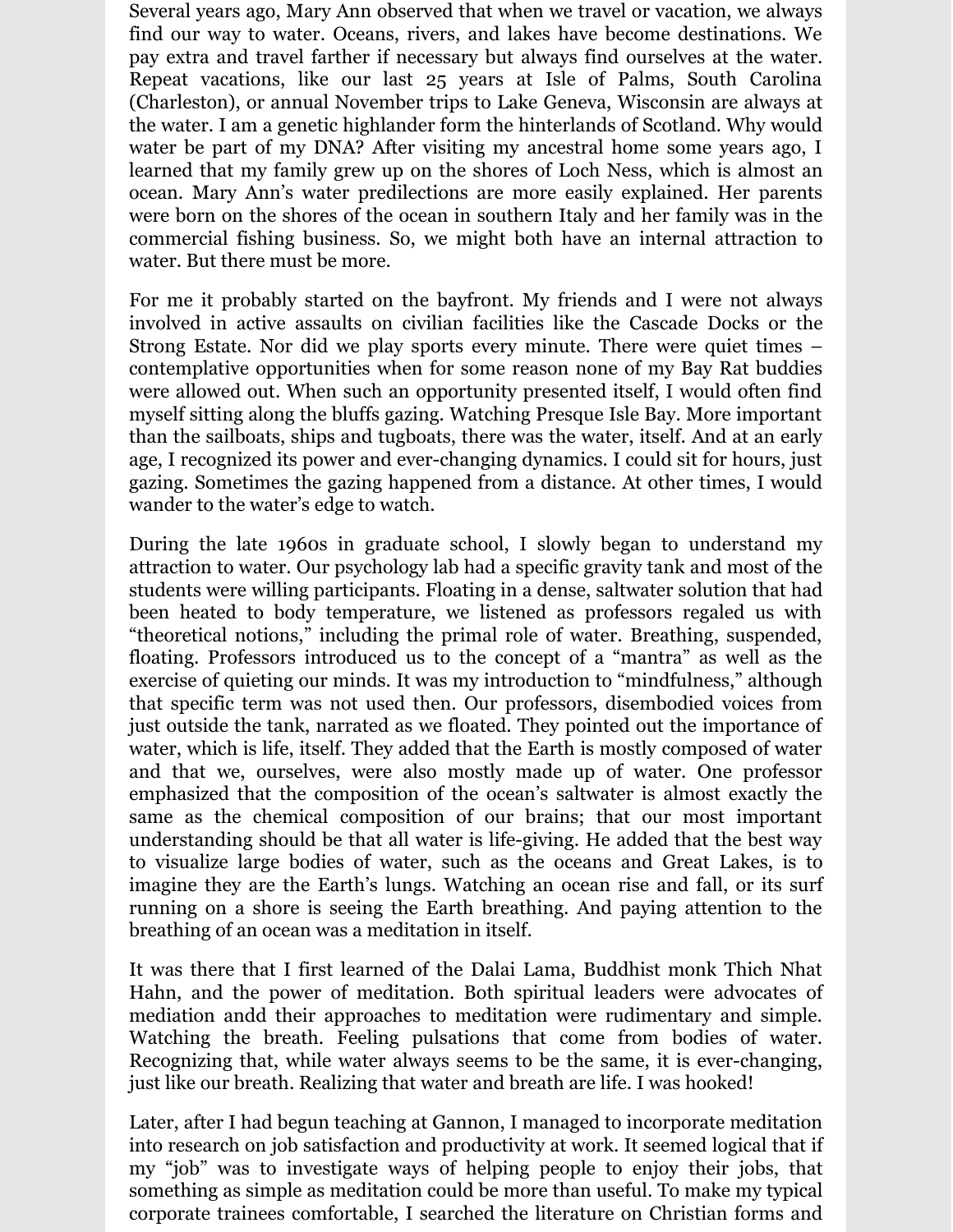Several years ago, Mary Ann observed that when we travel or vacation, we always find our way to water. Oceans, rivers, and lakes have become destinations. We pay extra and travel farther if necessary but always find ourselves at the water. Repeat vacations, like our last 25 years at Isle of Palms, South Carolina (Charleston), or annual November trips to Lake Geneva, Wisconsin are always at the water. I am a genetic highlander form the hinterlands of Scotland. Why would water be part of my DNA? After visiting my ancestral home some years ago, I learned that my family grew up on the shores of Loch Ness, which is almost an ocean. Mary Ann's water predilections are more easily explained. Her parents were born on the shores of the ocean in southern Italy and her family was in the commercial fishing business. So, we might both have an internal attraction to water. But there must be more.

For me it probably started on the bayfront. My friends and I were not always involved in active assaults on civilian facilities like the Cascade Docks or the Strong Estate. Nor did we play sports every minute. There were quiet times – contemplative opportunities when for some reason none of my Bay Rat buddies were allowed out. When such an opportunity presented itself, I would often find myself sitting along the bluffs gazing. Watching Presque Isle Bay. More important than the sailboats, ships and tugboats, there was the water, itself. And at an early age, I recognized its power and ever-changing dynamics. I could sit for hours, just gazing. Sometimes the gazing happened from a distance. At other times, I would wander to the water's edge to watch.

During the late 1960s in graduate school, I slowly began to understand my attraction to water. Our psychology lab had a specific gravity tank and most of the students were willing participants. Floating in a dense, saltwater solution that had been heated to body temperature, we listened as professors regaled us with "theoretical notions," including the primal role of water. Breathing, suspended, floating. Professors introduced us to the concept of a "mantra" as well as the exercise of quieting our minds. It was my introduction to "mindfulness," although that specific term was not used then. Our professors, disembodied voices from just outside the tank, narrated as we floated. They pointed out the importance of water, which is life, itself. They added that the Earth is mostly composed of water and that we, ourselves, were also mostly made up of water. One professor emphasized that the composition of the ocean's saltwater is almost exactly the same as the chemical composition of our brains; that our most important understanding should be that all water is life-giving. He added that the best way to visualize large bodies of water, such as the oceans and Great Lakes, is to imagine they are the Earth's lungs. Watching an ocean rise and fall, or its surf running on a shore is seeing the Earth breathing. And paying attention to the breathing of an ocean was a meditation in itself.

It was there that I first learned of the Dalai Lama, Buddhist monk Thich Nhat Hahn, and the power of meditation. Both spiritual leaders were advocates of mediation andd their approaches to meditation were rudimentary and simple. Watching the breath. Feeling pulsations that come from bodies of water. Recognizing that, while water always seems to be the same, it is ever-changing, just like our breath. Realizing that water and breath are life. I was hooked!

Later, after I had begun teaching at Gannon, I managed to incorporate meditation into research on job satisfaction and productivity at work. It seemed logical that if my "job" was to investigate ways of helping people to enjoy their jobs, that something as simple as meditation could be more than useful. To make my typical corporate trainees comfortable, I searched the literature on Christian forms and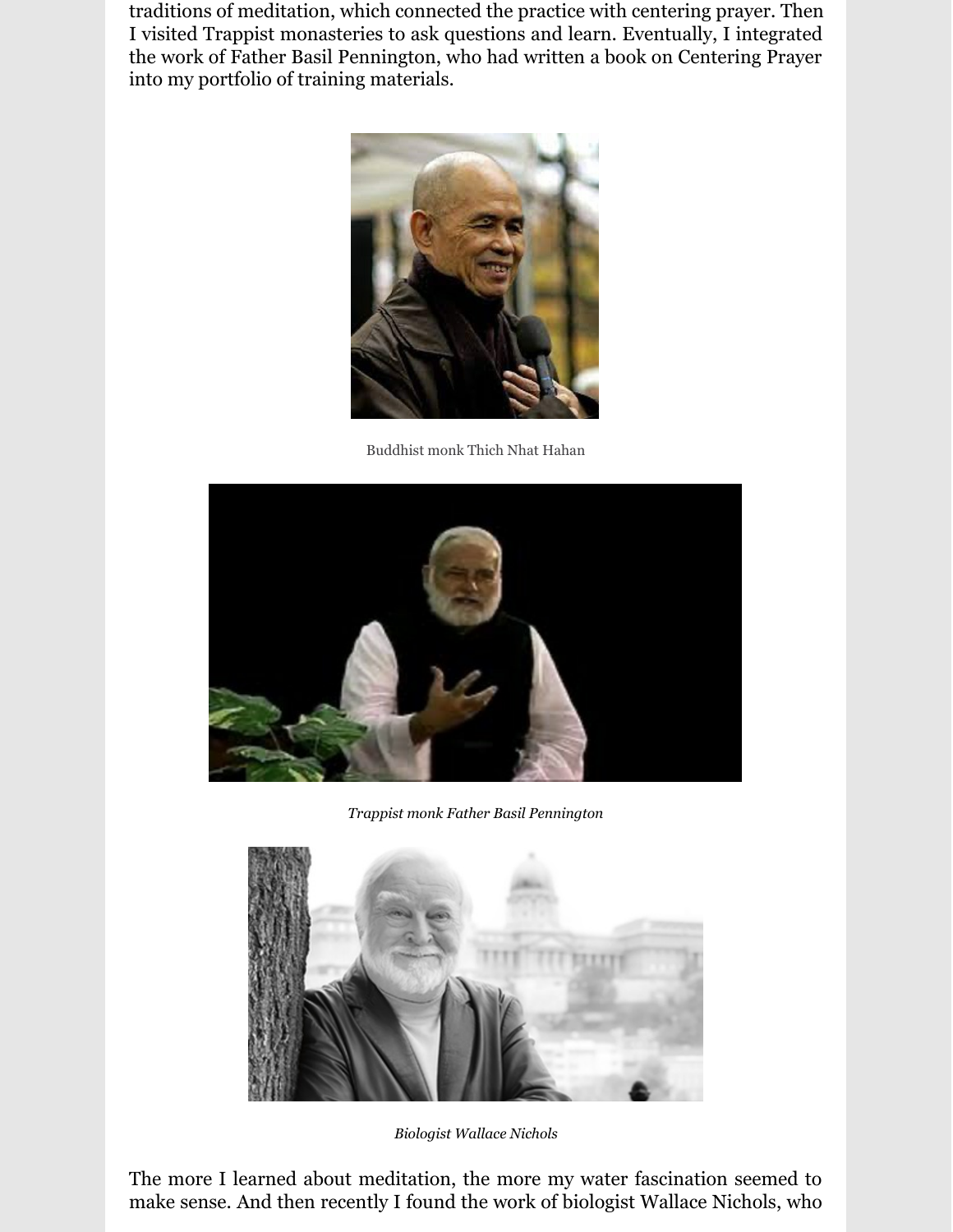traditions of meditation, which connected the practice with centering prayer. Then I visited Trappist monasteries to ask questions and learn. Eventually, I integrated the work of Father Basil Pennington, who had written a book on Centering Prayer into my portfolio of training materials.

Buddhist monk Thich Nhat Hahan

*Trappist monk Father Basil Pennington*

*Biologist Wallace Nichols*

The more I learned about meditation, the more my water fascination seemed to make sense. And then recently I found the work of biologist Wallace Nichols, who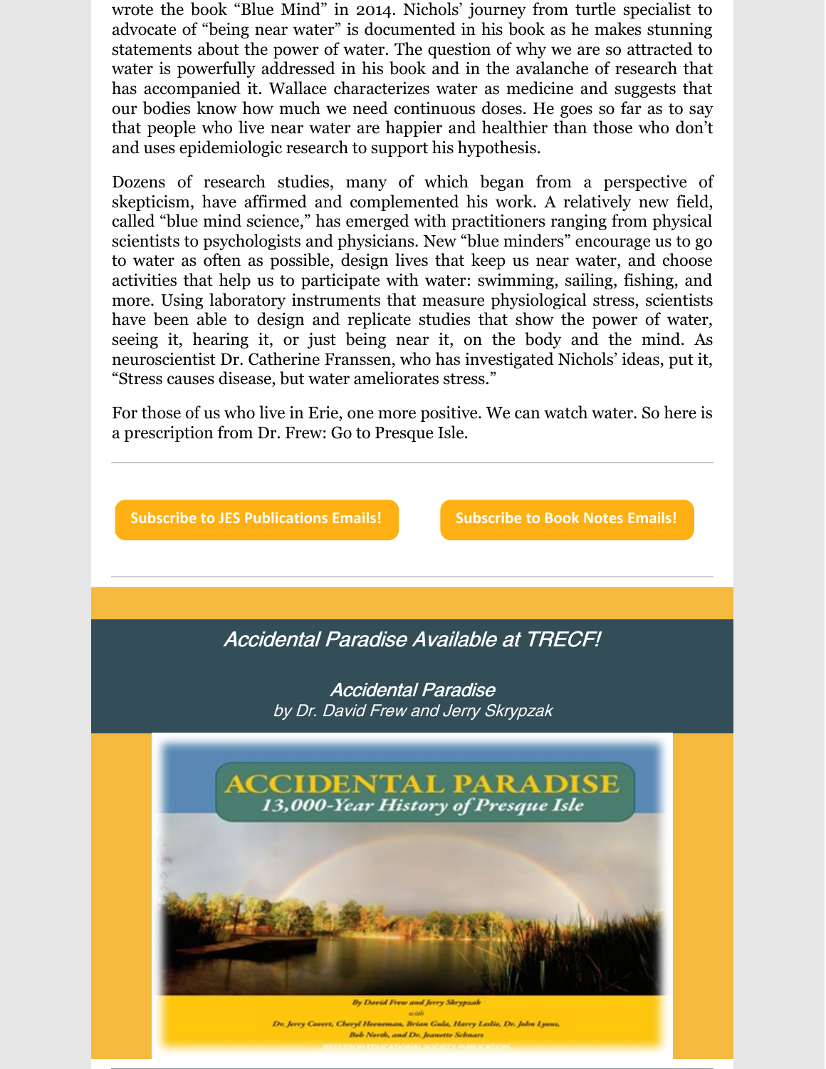wrote the book "Blue Mind" in 2014. Nichols' journey from turtle specialist to advocate of "being near water" is documented in his book as he makes stunning statements about the power of water. The question of why we are so attracted to water is powerfully addressed in his book and in the avalanche of research that has accompanied it. Wallace characterizes water as medicine and suggests that our bodies know how much we need continuous doses. He goes so far as to say that people who live near water are happier and healthier than those who don't and uses epidemiologic research to support his hypothesis.

Dozens of research studies, many of which began from a perspective of skepticism, have affirmed and complemented his work. A relatively new field, called "blue mind science," has emerged with practitioners ranging from physical scientists to psychologists and physicians. New "blue minders" encourage us to go to water as often as possible, design lives that keep us near water, and choose activities that help us to participate with water: swimming, sailing, fishing, and more. Using laboratory instruments that measure physiological stress, scientists have been able to design and replicate studies that show the power of water, seeing it, hearing it, or just being near it, on the body and the mind. As neuroscientist Dr. Catherine Franssen, who has investigated Nichols' ideas, put it, "Stress causes disease, but water ameliorates stress."

For those of us who live in Erie, one more positive. We can watch water. So here is a prescription from Dr. Frew: Go to Presque Isle.

---

**Subscribe to JES Publications Emails!**

**Subscribe to Book Notes Emails!**

---

*Accidental Paradise Available at TRECF!*

*Accidental Paradise*
*by Dr. David Frew and Jerry Skrypzak*

ACCIDENTAL PARADISE
*13,000-Year History of Presque Isle*

By David Frew and Jerry Skrypzak
with
Dr. Jerry Covert, Cheryl Heeneman, Brian Gula, Harry Leslie, Dr. John Lyons, Bob North, and Dr. Jeanette Schnars

JEFFERSON EDUCATIONAL SOCIETY PUBLICATION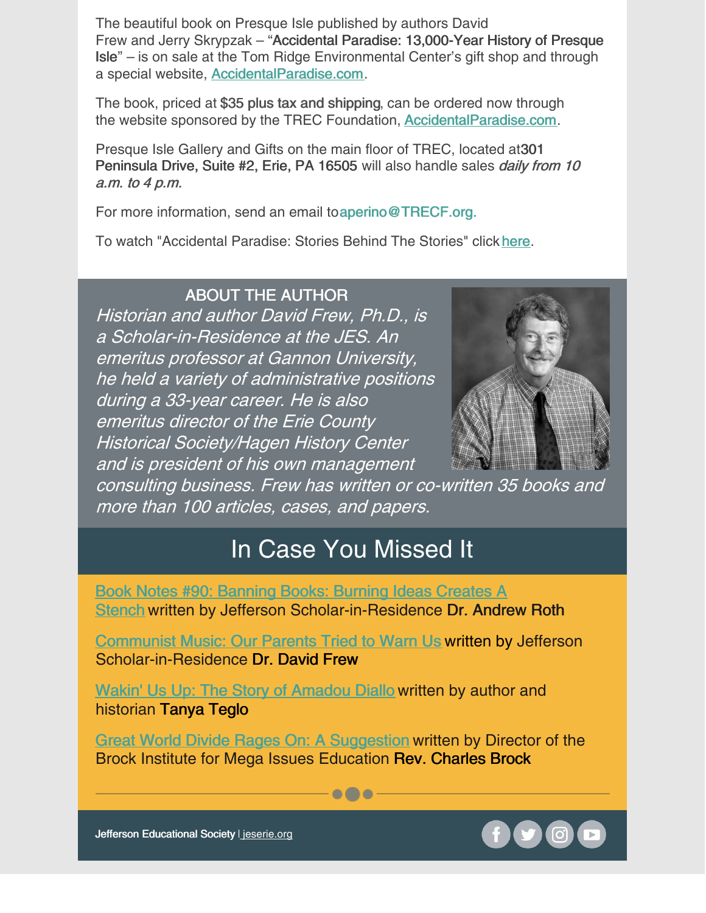The beautiful book on Presque Isle published by authors David Frew and Jerry Skrypzak – "**Accidental Paradise: 13,000-Year History of Presque Isle**" – is on sale at the Tom Ridge Environmental Center's gift shop and through a special website, [AccidentalParadise.com](AccidentalParadise.com).

The book, priced at **$35 plus tax and shipping**, can be ordered now through the website sponsored by the TREC Foundation, [AccidentalParadise.com](AccidentalParadise.com).

Presque Isle Gallery and Gifts on the main floor of TREC, located at **301 Peninsula Drive, Suite #2, Erie, PA 16505** will also handle sales *daily from 10 a.m. to 4 p.m.*

For more information, send an email to aperino@TRECF.org.

To watch "Accidental Paradise: Stories Behind The Stories" click here.

## ABOUT THE AUTHOR

*Historian and author David Frew, Ph.D., is a Scholar-in-Residence at the JES. An emeritus professor at Gannon University, he held a variety of administrative positions during a 33-year career. He is also emeritus director of the Erie County Historical Society/Hagen History Center and is president of his own management consulting business. Frew has written or co-written 35 books and more than 100 articles, cases, and papers.*

## In Case You Missed It

Book Notes #90: Banning Books: Burning Ideas Creates A Stench written by Jefferson Scholar-in-Residence **Dr. Andrew Roth**

Communist Music: Our Parents Tried to Warn Us written by Jefferson Scholar-in-Residence **Dr. David Frew**

Wakin' Us Up: The Story of Amadou Diallo written by author and historian **Tanya Teglo**

Great World Divide Rages On: A Suggestion written by Director of the Brock Institute for Mega Issues Education **Rev. Charles Brock**

Jefferson Educational Society | jeserie.org